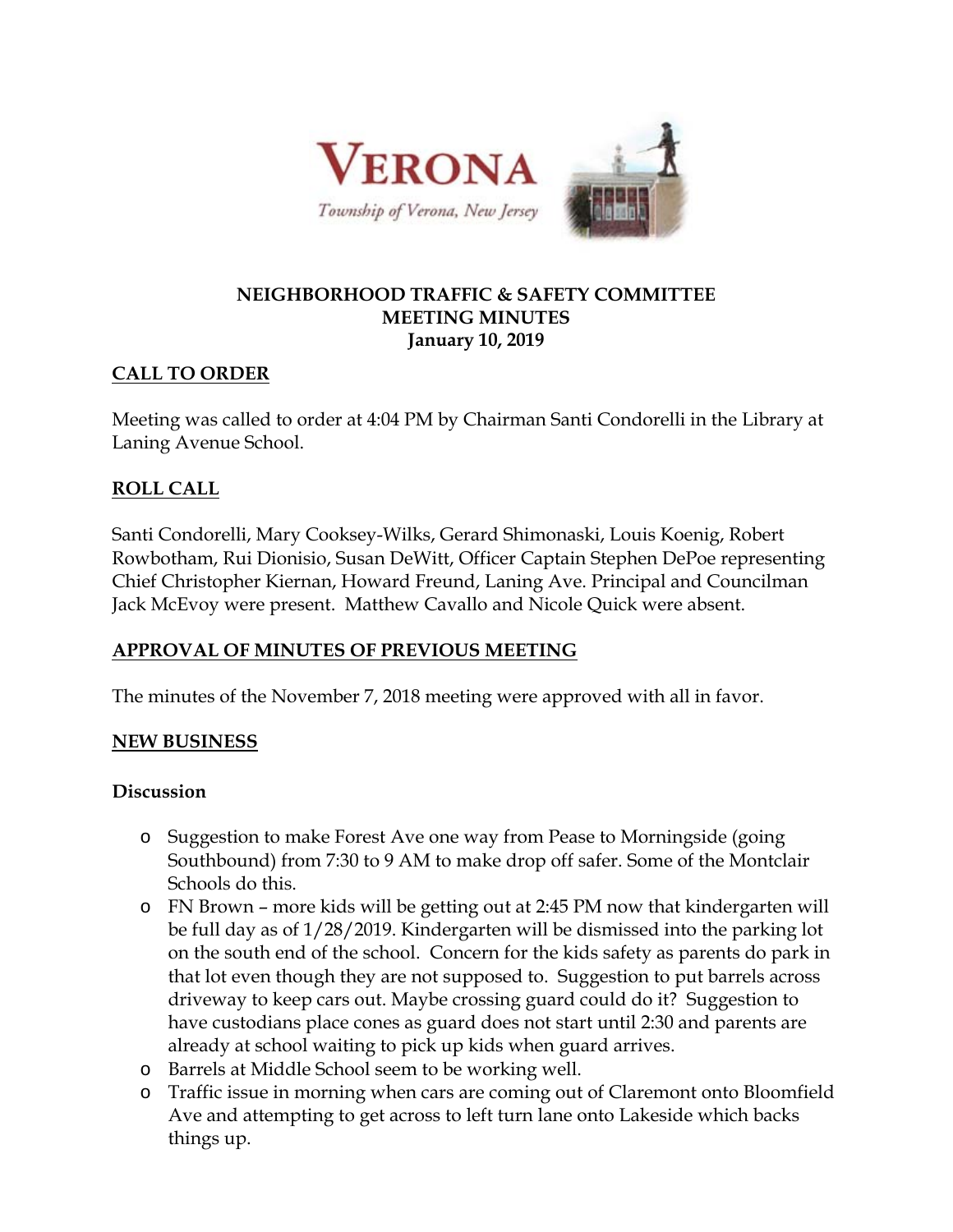VERONA

*Township of Verona, New Jersey*

**NEIGHBORHOOD TRAFFIC & SAFETY COMMITTEE**
**MEETING MINUTES**
**January 10, 2019**

## CALL TO ORDER

Meeting was called to order at 4:04 PM by Chairman Santi Condorelli in the Library at Laning Avenue School.

## ROLL CALL

Santi Condorelli, Mary Cooksey-Wilks, Gerard Shimonaski, Louis Koenig, Robert Rowbotham, Rui Dionisio, Susan DeWitt, Officer Captain Stephen DePoe representing Chief Christopher Kiernan, Howard Freund, Laning Ave. Principal and Councilman Jack McEvoy were present. Matthew Cavallo and Nicole Quick were absent.

## APPROVAL OF MINUTES OF PREVIOUS MEETING

The minutes of the November 7, 2018 meeting were approved with all in favor.

## NEW BUSINESS

### Discussion

- Suggestion to make Forest Ave one way from Pease to Morningside (going Southbound) from 7:30 to 9 AM to make drop off safer. Some of the Montclair Schools do this.
- FN Brown – more kids will be getting out at 2:45 PM now that kindergarten will be full day as of 1/28/2019. Kindergarten will be dismissed into the parking lot on the south end of the school. Concern for the kids safety as parents do park in that lot even though they are not supposed to. Suggestion to put barrels across driveway to keep cars out. Maybe crossing guard could do it? Suggestion to have custodians place cones as guard does not start until 2:30 and parents are already at school waiting to pick up kids when guard arrives.
- Barrels at Middle School seem to be working well.
- Traffic issue in morning when cars are coming out of Claremont onto Bloomfield Ave and attempting to get across to left turn lane onto Lakeside which backs things up.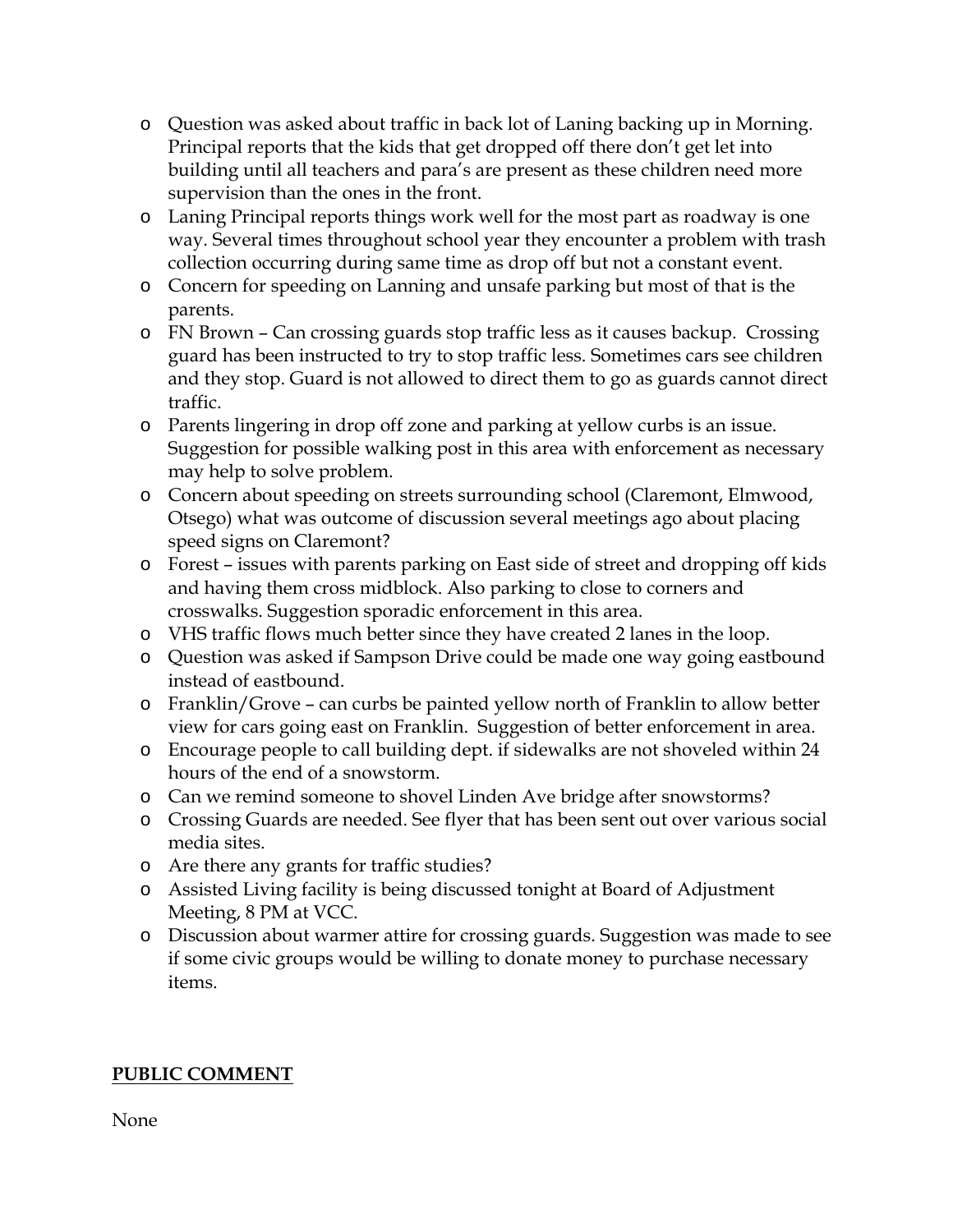- Question was asked about traffic in back lot of Laning backing up in Morning. Principal reports that the kids that get dropped off there don't get let into building until all teachers and para's are present as these children need more supervision than the ones in the front.
- Laning Principal reports things work well for the most part as roadway is one way. Several times throughout school year they encounter a problem with trash collection occurring during same time as drop off but not a constant event.
- Concern for speeding on Lanning and unsafe parking but most of that is the parents.
- FN Brown – Can crossing guards stop traffic less as it causes backup. Crossing guard has been instructed to try to stop traffic less. Sometimes cars see children and they stop. Guard is not allowed to direct them to go as guards cannot direct traffic.
- Parents lingering in drop off zone and parking at yellow curbs is an issue. Suggestion for possible walking post in this area with enforcement as necessary may help to solve problem.
- Concern about speeding on streets surrounding school (Claremont, Elmwood, Otsego) what was outcome of discussion several meetings ago about placing speed signs on Claremont?
- Forest – issues with parents parking on East side of street and dropping off kids and having them cross midblock. Also parking to close to corners and crosswalks. Suggestion sporadic enforcement in this area.
- VHS traffic flows much better since they have created 2 lanes in the loop.
- Question was asked if Sampson Drive could be made one way going eastbound instead of eastbound.
- Franklin/Grove – can curbs be painted yellow north of Franklin to allow better view for cars going east on Franklin. Suggestion of better enforcement in area.
- Encourage people to call building dept. if sidewalks are not shoveled within 24 hours of the end of a snowstorm.
- Can we remind someone to shovel Linden Ave bridge after snowstorms?
- Crossing Guards are needed. See flyer that has been sent out over various social media sites.
- Are there any grants for traffic studies?
- Assisted Living facility is being discussed tonight at Board of Adjustment Meeting, 8 PM at VCC.
- Discussion about warmer attire for crossing guards. Suggestion was made to see if some civic groups would be willing to donate money to purchase necessary items.

## **PUBLIC COMMENT**

None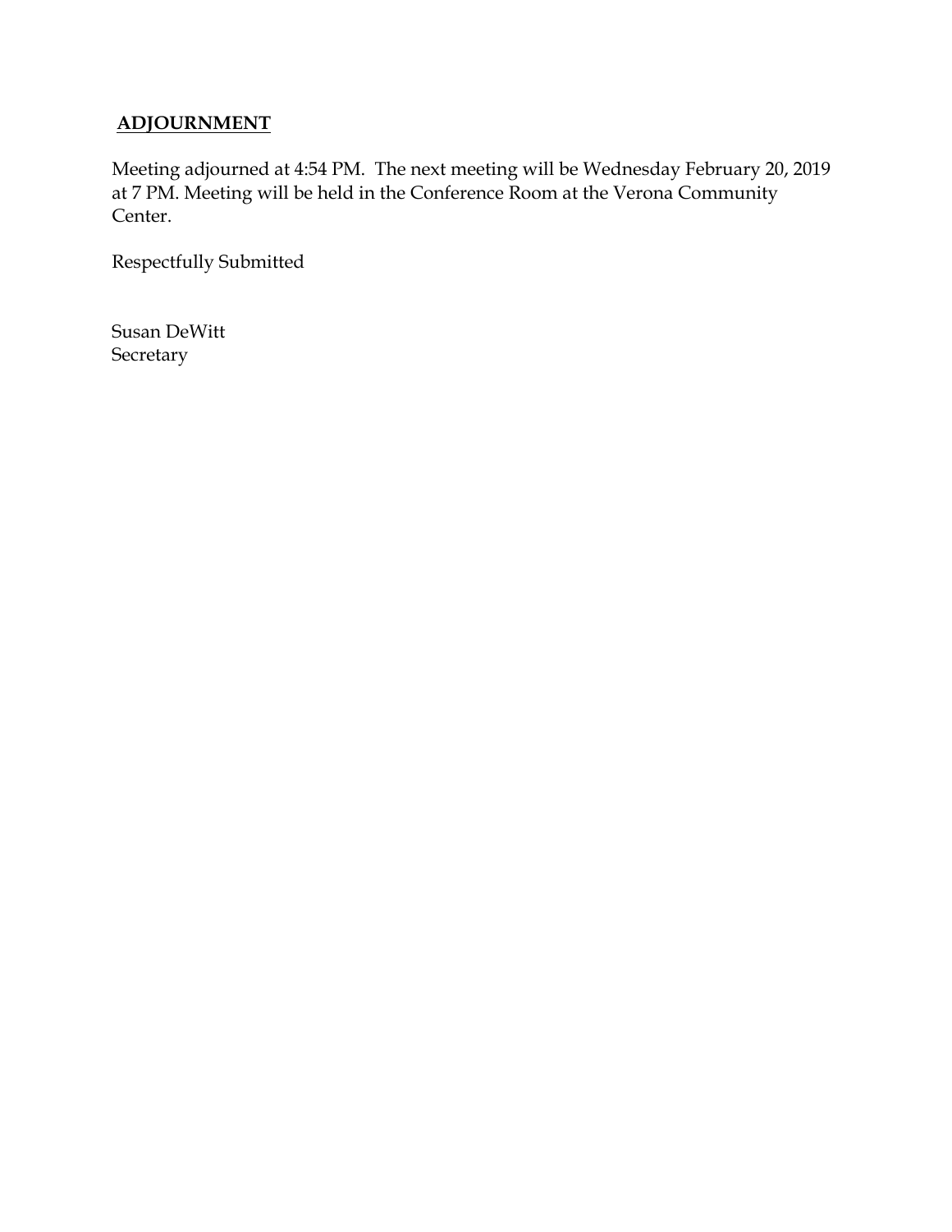## ADJOURNMENT

Meeting adjourned at 4:54 PM. The next meeting will be Wednesday February 20, 2019 at 7 PM. Meeting will be held in the Conference Room at the Verona Community Center.

Respectfully Submitted

Susan DeWitt
Secretary